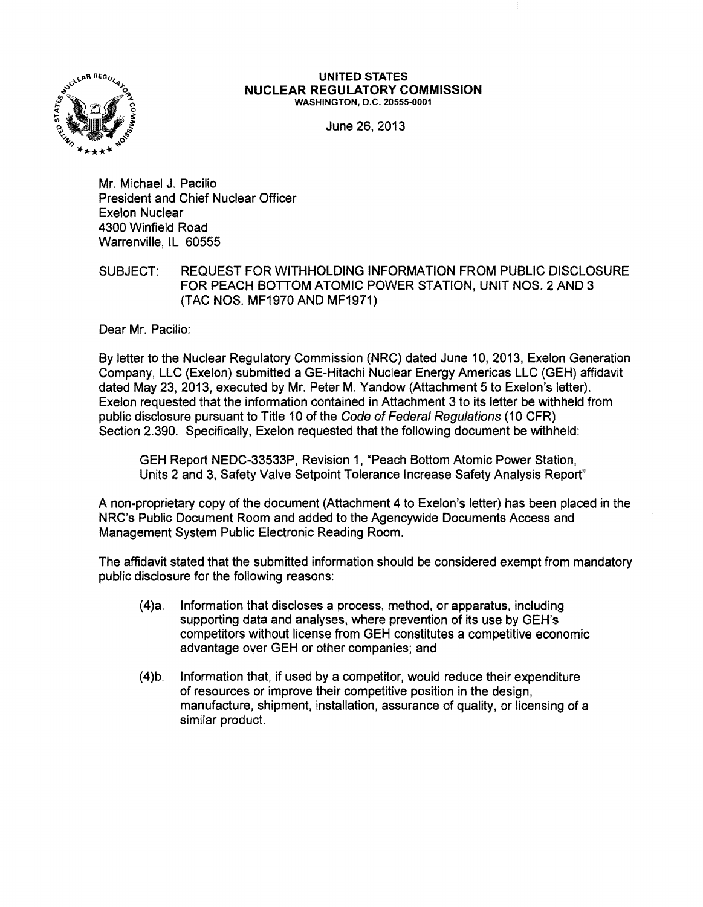**UNITED STATES**
**NUCLEAR REGULATORY COMMISSION**
WASHINGTON, D.C. 20555-0001

June 26, 2013

Mr. Michael J. Pacilio
President and Chief Nuclear Officer
Exelon Nuclear
4300 Winfield Road
Warrenville, IL 60555

SUBJECT: REQUEST FOR WITHHOLDING INFORMATION FROM PUBLIC DISCLOSURE FOR PEACH BOTTOM ATOMIC POWER STATION, UNIT NOS. 2 AND 3 (TAC NOS. MF1970 AND MF1971)

Dear Mr. Pacilio:

By letter to the Nuclear Regulatory Commission (NRC) dated June 10, 2013, Exelon Generation Company, LLC (Exelon) submitted a GE-Hitachi Nuclear Energy Americas LLC (GEH) affidavit dated May 23, 2013, executed by Mr. Peter M. Yandow (Attachment 5 to Exelon's letter). Exelon requested that the information contained in Attachment 3 to its letter be withheld from public disclosure pursuant to Title 10 of the *Code of Federal Regulations* (10 CFR) Section 2.390. Specifically, Exelon requested that the following document be withheld:

> GEH Report NEDC-33533P, Revision 1, "Peach Bottom Atomic Power Station, Units 2 and 3, Safety Valve Setpoint Tolerance Increase Safety Analysis Report"

A non-proprietary copy of the document (Attachment 4 to Exelon's letter) has been placed in the NRC's Public Document Room and added to the Agencywide Documents Access and Management System Public Electronic Reading Room.

The affidavit stated that the submitted information should be considered exempt from mandatory public disclosure for the following reasons:

> (4)a. Information that discloses a process, method, or apparatus, including supporting data and analyses, where prevention of its use by GEH's competitors without license from GEH constitutes a competitive economic advantage over GEH or other companies; and
>
> (4)b. Information that, if used by a competitor, would reduce their expenditure of resources or improve their competitive position in the design, manufacture, shipment, installation, assurance of quality, or licensing of a similar product.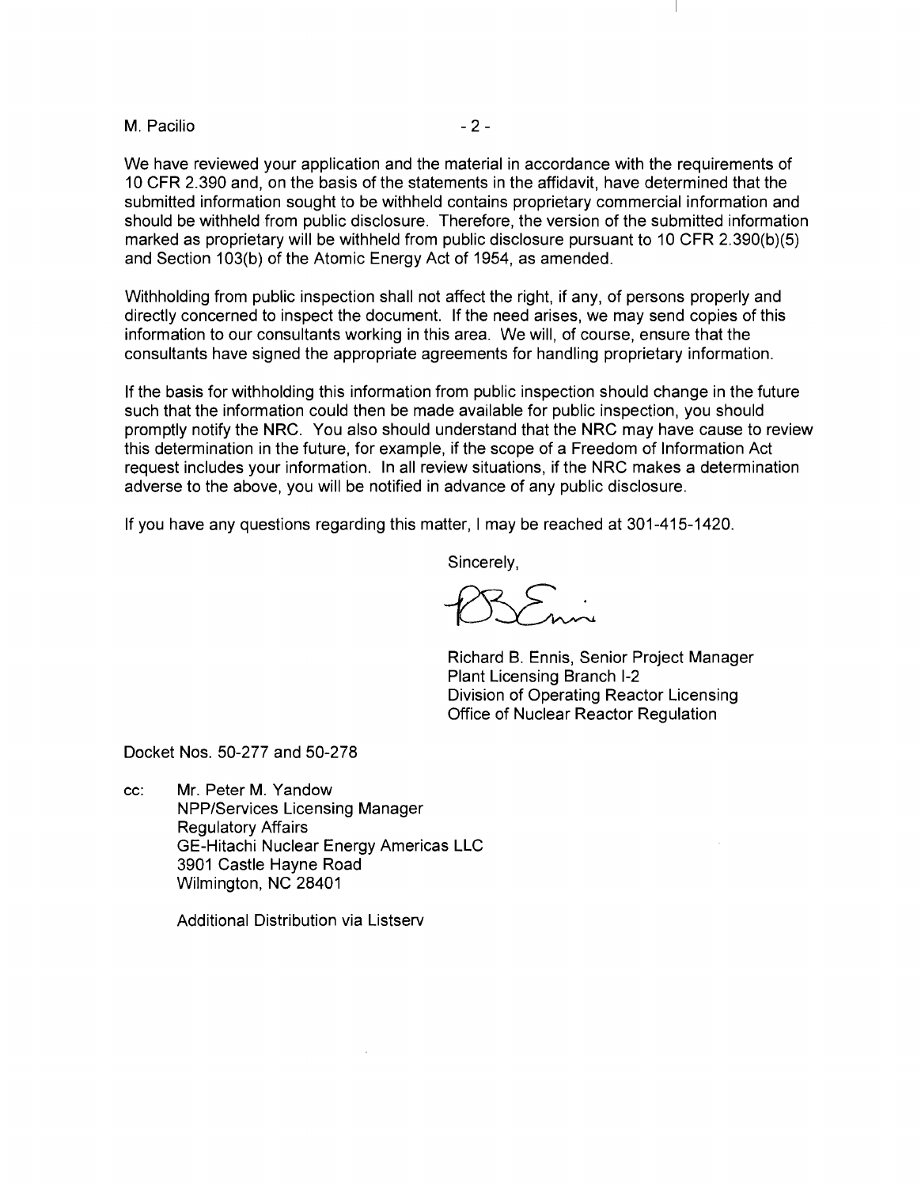We have reviewed your application and the material in accordance with the requirements of 10 CFR 2.390 and, on the basis of the statements in the affidavit, have determined that the submitted information sought to be withheld contains proprietary commercial information and should be withheld from public disclosure. Therefore, the version of the submitted information marked as proprietary will be withheld from public disclosure pursuant to 10 CFR 2.390(b)(5) and Section 103(b) of the Atomic Energy Act of 1954, as amended.

Withholding from public inspection shall not affect the right, if any, of persons properly and directly concerned to inspect the document. If the need arises, we may send copies of this information to our consultants working in this area. We will, of course, ensure that the consultants have signed the appropriate agreements for handling proprietary information.

If the basis for withholding this information from public inspection should change in the future such that the information could then be made available for public inspection, you should promptly notify the NRC. You also should understand that the NRC may have cause to review this determination in the future, for example, if the scope of a Freedom of Information Act request includes your information. In all review situations, if the NRC makes a determination adverse to the above, you will be notified in advance of any public disclosure.

If you have any questions regarding this matter, I may be reached at 301-415-1420.

Sincerely,

Richard B. Ennis, Senior Project Manager
Plant Licensing Branch I-2
Division of Operating Reactor Licensing
Office of Nuclear Reactor Regulation

Docket Nos. 50-277 and 50-278

cc: Mr. Peter M. Yandow
NPP/Services Licensing Manager
Regulatory Affairs
GE-Hitachi Nuclear Energy Americas LLC
3901 Castle Hayne Road
Wilmington, NC 28401

Additional Distribution via Listserv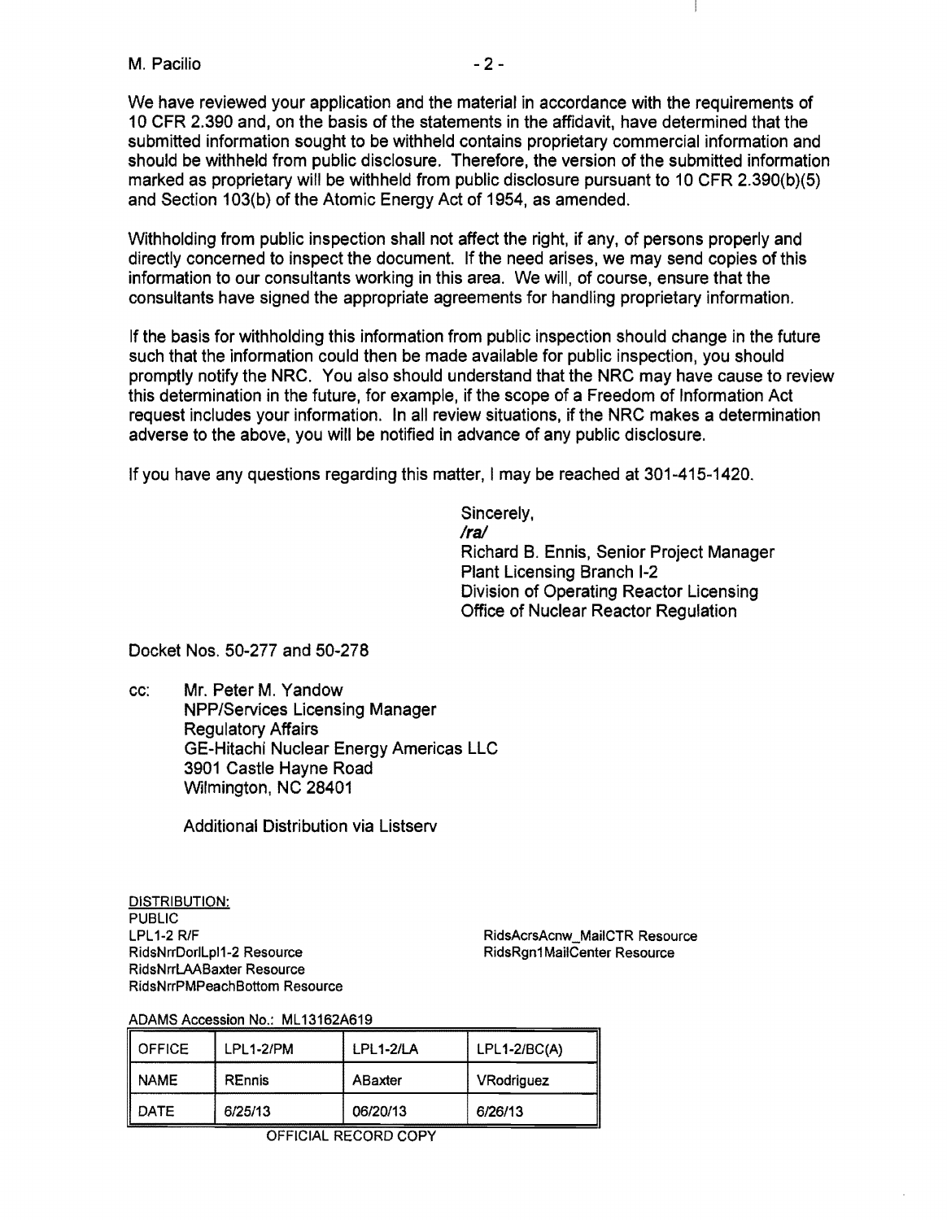We have reviewed your application and the material in accordance with the requirements of 10 CFR 2.390 and, on the basis of the statements in the affidavit, have determined that the submitted information sought to be withheld contains proprietary commercial information and should be withheld from public disclosure. Therefore, the version of the submitted information marked as proprietary will be withheld from public disclosure pursuant to 10 CFR 2.390(b)(5) and Section 103(b) of the Atomic Energy Act of 1954, as amended.

Withholding from public inspection shall not affect the right, if any, of persons properly and directly concerned to inspect the document. If the need arises, we may send copies of this information to our consultants working in this area. We will, of course, ensure that the consultants have signed the appropriate agreements for handling proprietary information.

If the basis for withholding this information from public inspection should change in the future such that the information could then be made available for public inspection, you should promptly notify the NRC. You also should understand that the NRC may have cause to review this determination in the future, for example, if the scope of a Freedom of Information Act request includes your information. In all review situations, if the NRC makes a determination adverse to the above, you will be notified in advance of any public disclosure.

If you have any questions regarding this matter, I may be reached at 301-415-1420.

Sincerely,
*/ra/*
Richard B. Ennis, Senior Project Manager
Plant Licensing Branch I-2
Division of Operating Reactor Licensing
Office of Nuclear Reactor Regulation

Docket Nos. 50-277 and 50-278

cc: Mr. Peter M. Yandow
NPP/Services Licensing Manager
Regulatory Affairs
GE-Hitachi Nuclear Energy Americas LLC
3901 Castle Hayne Road
Wilmington, NC 28401

Additional Distribution via Listserv

DISTRIBUTION:
PUBLIC
LPL1-2 R/F
RidsNrrDorlLpl1-2 Resource
RidsNrrLAABaxter Resource
RidsNrrPMPeachBottom Resource
RidsAcrsAcnw_MailCTR Resource
RidsRgn1MailCenter Resource

ADAMS Accession No.: ML13162A619

| OFFICE | LPL1-2/PM | LPL1-2/LA | LPL1-2/BC(A) |
|---|---|---|---|
| NAME | REnnis | ABaxter | VRodriguez |
| DATE | 6/25/13 | 06/20/13 | 6/26/13 |

OFFICIAL RECORD COPY